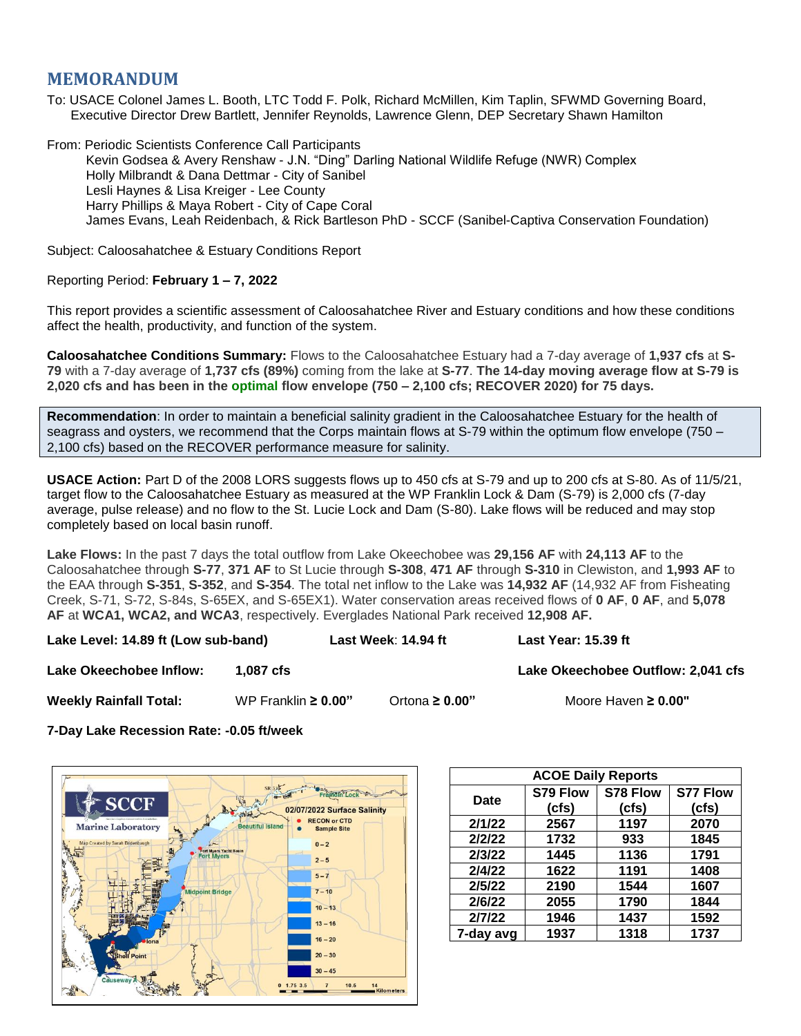# MEMORANDUM

To: USACE Colonel James L. Booth, LTC Todd F. Polk, Richard McMillen, Kim Taplin, SFWMD Governing Board, Executive Director Drew Bartlett, Jennifer Reynolds, Lawrence Glenn, DEP Secretary Shawn Hamilton

From: Periodic Scientists Conference Call Participants
Kevin Godsea & Avery Renshaw - J.N. "Ding" Darling National Wildlife Refuge (NWR) Complex
Holly Milbrandt & Dana Dettmar - City of Sanibel
Lesli Haynes & Lisa Kreiger - Lee County
Harry Phillips & Maya Robert - City of Cape Coral
James Evans, Leah Reidenbach, & Rick Bartleson PhD - SCCF (Sanibel-Captiva Conservation Foundation)

Subject: Caloosahatchee & Estuary Conditions Report

Reporting Period: **February 1 – 7, 2022**

This report provides a scientific assessment of Caloosahatchee River and Estuary conditions and how these conditions affect the health, productivity, and function of the system.

**Caloosahatchee Conditions Summary:** Flows to the Caloosahatchee Estuary had a 7-day average of **1,937 cfs** at **S-79** with a 7-day average of **1,737 cfs (89%)** coming from the lake at **S-77**. **The 14-day moving average flow at S-79 is 2,020 cfs and has been in the optimal flow envelope (750 – 2,100 cfs; RECOVER 2020) for 75 days.**

**Recommendation**: In order to maintain a beneficial salinity gradient in the Caloosahatchee Estuary for the health of seagrass and oysters, we recommend that the Corps maintain flows at S-79 within the optimum flow envelope (750 – 2,100 cfs) based on the RECOVER performance measure for salinity.

**USACE Action:** Part D of the 2008 LORS suggests flows up to 450 cfs at S-79 and up to 200 cfs at S-80. As of 11/5/21, target flow to the Caloosahatchee Estuary as measured at the WP Franklin Lock & Dam (S-79) is 2,000 cfs (7-day average, pulse release) and no flow to the St. Lucie Lock and Dam (S-80). Lake flows will be reduced and may stop completely based on local basin runoff.

**Lake Flows:** In the past 7 days the total outflow from Lake Okeechobee was **29,156 AF** with **24,113 AF** to the Caloosahatchee through **S-77**, **371 AF** to St Lucie through **S-308**, **471 AF** through **S-310** in Clewiston, and **1,993 AF** to the EAA through **S-351**, **S-352**, and **S-354**. The total net inflow to the Lake was **14,932 AF** (14,932 AF from Fisheating Creek, S-71, S-72, S-84s, S-65EX, and S-65EX1). Water conservation areas received flows of **0 AF**, **0 AF**, and **5,078 AF** at **WCA1, WCA2, and WCA3**, respectively. Everglades National Park received **12,908 AF.**

**Lake Level: 14.89 ft (Low sub-band)** **Last Week**: **14.94 ft** **Last Year: 15.39 ft**

**Lake Okeechobee Inflow:** **1,087 cfs** **Lake Okeechobee Outflow: 2,041 cfs**

**Weekly Rainfall Total:** WP Franklin **≥ 0.00"** Ortona **≥ 0.00"** Moore Haven **≥ 0.00"**

**7-Day Lake Recession Rate: -0.05 ft/week**

SCCF Marine Laboratory — 02/07/2022 Surface Salinity (Legend: RECON or CTD; Sample Site; 0 – 2; 2 – 5; 5 – 7; 7 – 10; 10 – 13; 13 – 16; 16 – 20; 20 – 30; 30 – 45). Labels: Franklin Lock, Beautiful Island, Fort Myers Yacht Basin, Fort Myers, Midpoint Bridge, Iona, Shell Point, Causeway A. Map Created by Sarah Bridenbaugh. 0 1.75 3.5 7 10.5 14 Kilometers

| ACOE Daily Reports | | | |
|---|---|---|---|
| Date | S79 Flow (cfs) | S78 Flow (cfs) | S77 Flow (cfs) |
| 2/1/22 | 2567 | 1197 | 2070 |
| 2/2/22 | 1732 | 933 | 1845 |
| 2/3/22 | 1445 | 1136 | 1791 |
| 2/4/22 | 1622 | 1191 | 1408 |
| 2/5/22 | 2190 | 1544 | 1607 |
| 2/6/22 | 2055 | 1790 | 1844 |
| 2/7/22 | 1946 | 1437 | 1592 |
| 7-day avg | 1937 | 1318 | 1737 |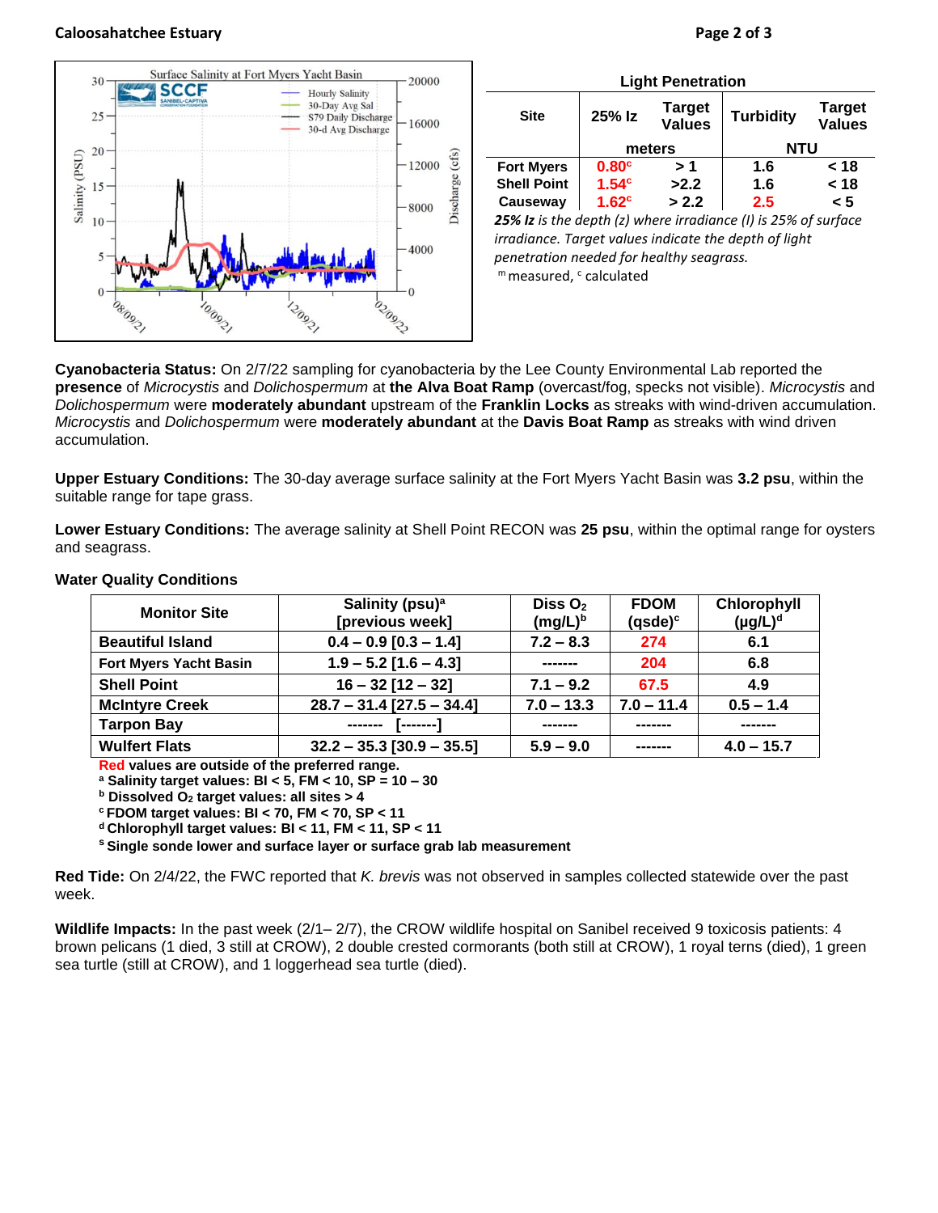**Light Penetration**

| Site | 25% Iz | Target Values | Turbidity | Target Values |
|---|---|---|---|---|
| | meters | | NTU | |
| Fort Myers | 0.80[c] | > 1 | 1.6 | < 18 |
| Shell Point | 1.54[c] | >2.2 | 1.6 | < 18 |
| Causeway | 1.62[c] | > 2.2 | 2.5 | < 5 |

***25% Iz** is the depth (z) where irradiance (I) is 25% of surface irradiance. Target values indicate the depth of light penetration needed for healthy seagrass.*

[m] measured, [c] calculated

**Cyanobacteria Status:** On 2/7/22 sampling for cyanobacteria by the Lee County Environmental Lab reported the **presence** of *Microcystis* and *Dolichospermum* at **the Alva Boat Ramp** (overcast/fog, specks not visible). *Microcystis* and *Dolichospermum* were **moderately abundant** upstream of the **Franklin Locks** as streaks with wind-driven accumulation. *Microcystis* and *Dolichospermum* were **moderately abundant** at the **Davis Boat Ramp** as streaks with wind driven accumulation.

**Upper Estuary Conditions:** The 30-day average surface salinity at the Fort Myers Yacht Basin was **3.2 psu**, within the suitable range for tape grass.

**Lower Estuary Conditions:** The average salinity at Shell Point RECON was **25 psu**, within the optimal range for oysters and seagrass.

**Water Quality Conditions**

| Monitor Site | Salinity (psu)[a] [previous week] | Diss $O_2$ (mg/L)[b] | FDOM (qsde)[c] | Chlorophyll (µg/L)[d] |
|---|---|---|---|---|
| Beautiful Island | 0.4 – 0.9 [0.3 – 1.4] | 7.2 – 8.3 | 274 | 6.1 |
| Fort Myers Yacht Basin | 1.9 – 5.2 [1.6 – 4.3] | ------- | 204 | 6.8 |
| Shell Point | 16 – 32 [12 – 32] | 7.1 – 9.2 | 67.5 | 4.9 |
| McIntyre Creek | 28.7 – 31.4 [27.5 – 34.4] | 7.0 – 13.3 | 7.0 – 11.4 | 0.5 – 1.4 |
| Tarpon Bay | ------- [-------] | ------- | ------- | ------- |
| Wulfert Flats | 32.2 – 35.3 [30.9 – 35.5] | 5.9 – 9.0 | ------- | 4.0 – 15.7 |

**Red values are outside of the preferred range.**
**[a] Salinity target values: BI < 5, FM < 10, SP = 10 – 30**
**[b] Dissolved $O_2$ target values: all sites > 4**
**[c] FDOM target values: BI < 70, FM < 70, SP < 11**
**[d] Chlorophyll target values: BI < 11, FM < 11, SP < 11**
**[s] Single sonde lower and surface layer or surface grab lab measurement**

**Red Tide:** On 2/4/22, the FWC reported that *K. brevis* was not observed in samples collected statewide over the past week.

**Wildlife Impacts:** In the past week (2/1– 2/7), the CROW wildlife hospital on Sanibel received 9 toxicosis patients: 4 brown pelicans (1 died, 3 still at CROW), 2 double crested cormorants (both still at CROW), 1 royal terns (died), 1 green sea turtle (still at CROW), and 1 loggerhead sea turtle (died).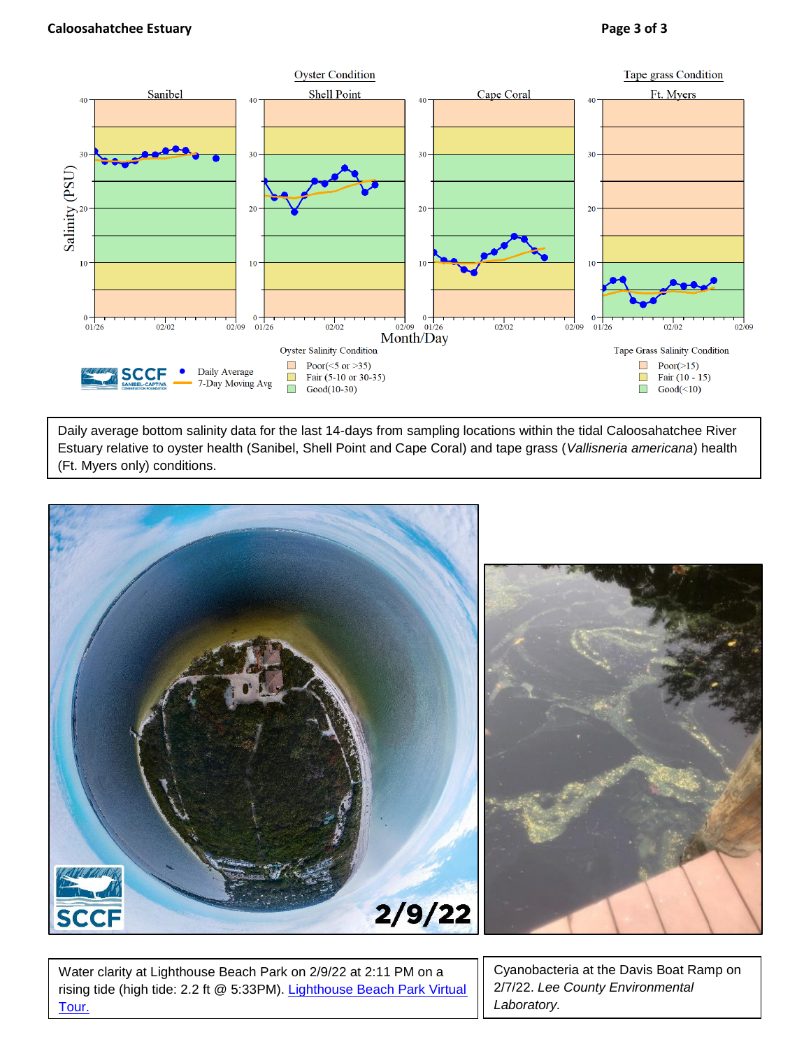Oyster Condition

Sanibel

Shell Point

Cape Coral

Tape grass Condition

Ft. Myers

Salinity (PSU)

0
10
20
30
40

01/26
02/02
02/09

Month/Day

Oyster Salinity Condition

Poor(<5 or >35)

Fair (5-10 or 30-35)

Good(10-30)

Tape Grass Salinity Condition

Poor(>15)

Fair (10 - 15)

Good(<10)

SCCF SANIBEL-CAPTIVA CONSERVATION FOUNDATION

Daily Average

7-Day Moving Avg

Daily average bottom salinity data for the last 14-days from sampling locations within the tidal Caloosahatchee River Estuary relative to oyster health (Sanibel, Shell Point and Cape Coral) and tape grass (*Vallisneria americana*) health (Ft. Myers only) conditions.

SCCF

2/9/22

Water clarity at Lighthouse Beach Park on 2/9/22 at 2:11 PM on a rising tide (high tide: 2.2 ft @ 5:33PM). [Lighthouse Beach Park Virtual Tour.]

Cyanobacteria at the Davis Boat Ramp on 2/7/22. *Lee County Environmental Laboratory.*